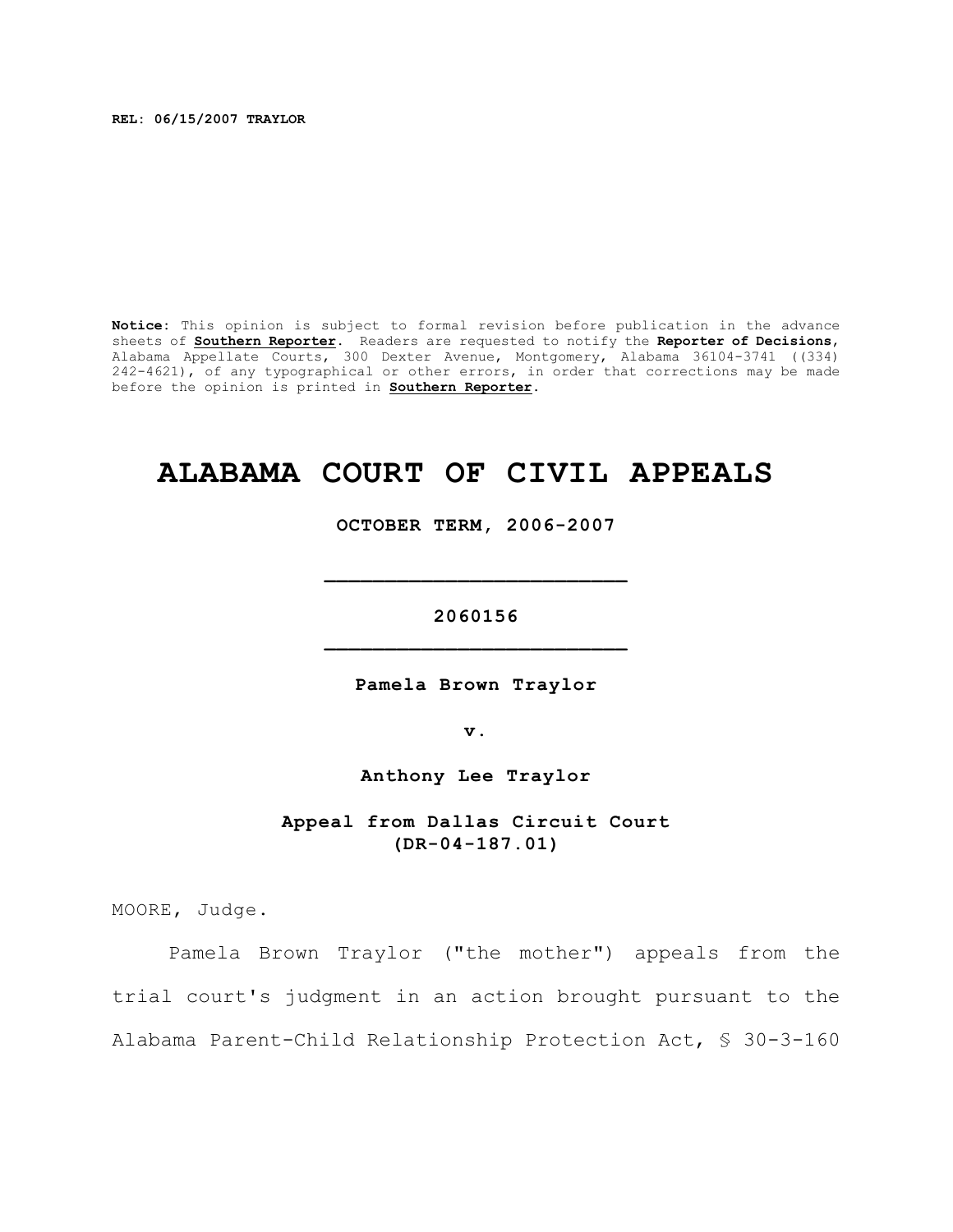REL: 06/15/2007 TRAYLOR

**Notice**: This opinion is subject to formal revision before publication in the advance sheets of **Southern Reporter**. Readers are requested to notify the **Reporter of Decisions**, Alabama Appellate Courts, 300 Dexter Avenue, Montgomery, Alabama 36104-3741 ((334) 242-4621), of any typographical or other errors, in order that corrections may be made before the opinion is printed in **Southern Reporter**.

# ALABAMA COURT OF CIVIL APPEALS

**OCTOBER TERM, 2006-2007**

**_________________________**

**2060156**

**_________________________**

**Pamela Brown Traylor**

**v.**

**Anthony Lee Traylor**

**Appeal from Dallas Circuit Court**
**(DR-04-187.01)**

MOORE, Judge.

Pamela Brown Traylor ("the mother") appeals from the trial court's judgment in an action brought pursuant to the Alabama Parent-Child Relationship Protection Act, § 30-3-160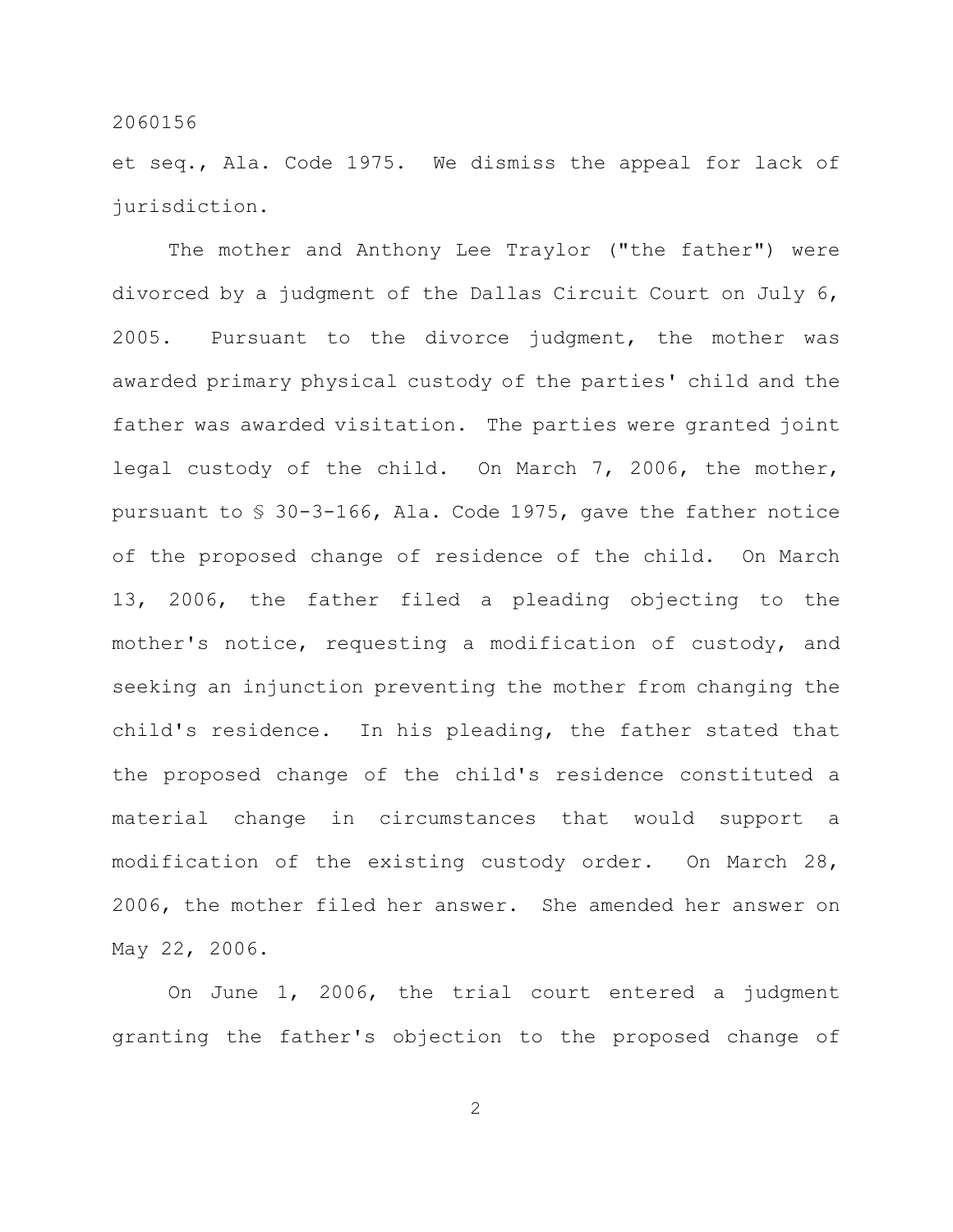et seq., Ala. Code 1975. We dismiss the appeal for lack of jurisdiction.

The mother and Anthony Lee Traylor ("the father") were divorced by a judgment of the Dallas Circuit Court on July 6, 2005. Pursuant to the divorce judgment, the mother was awarded primary physical custody of the parties' child and the father was awarded visitation. The parties were granted joint legal custody of the child. On March 7, 2006, the mother, pursuant to § 30-3-166, Ala. Code 1975, gave the father notice of the proposed change of residence of the child. On March 13, 2006, the father filed a pleading objecting to the mother's notice, requesting a modification of custody, and seeking an injunction preventing the mother from changing the child's residence. In his pleading, the father stated that the proposed change of the child's residence constituted a material change in circumstances that would support a modification of the existing custody order. On March 28, 2006, the mother filed her answer. She amended her answer on May 22, 2006.

On June 1, 2006, the trial court entered a judgment granting the father's objection to the proposed change of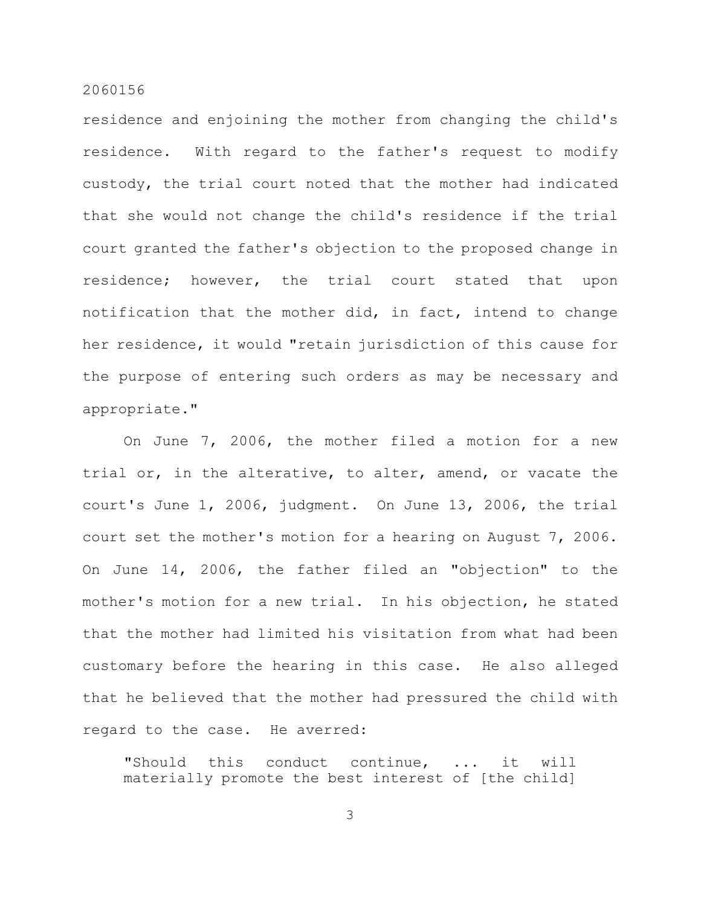residence and enjoining the mother from changing the child's residence. With regard to the father's request to modify custody, the trial court noted that the mother had indicated that she would not change the child's residence if the trial court granted the father's objection to the proposed change in residence; however, the trial court stated that upon notification that the mother did, in fact, intend to change her residence, it would "retain jurisdiction of this cause for the purpose of entering such orders as may be necessary and appropriate."

On June 7, 2006, the mother filed a motion for a new trial or, in the alterative, to alter, amend, or vacate the court's June 1, 2006, judgment. On June 13, 2006, the trial court set the mother's motion for a hearing on August 7, 2006. On June 14, 2006, the father filed an "objection" to the mother's motion for a new trial. In his objection, he stated that the mother had limited his visitation from what had been customary before the hearing in this case. He also alleged that he believed that the mother had pressured the child with regard to the case. He averred:

> "Should this conduct continue, ... it will materially promote the best interest of [the child]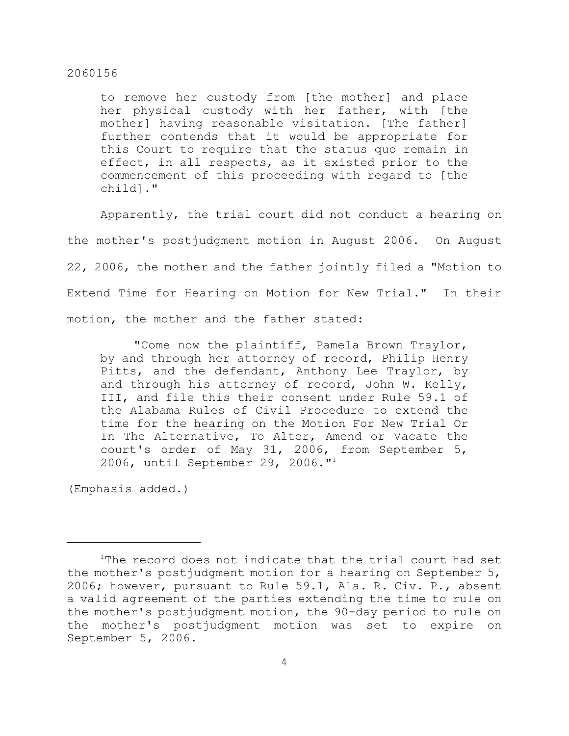> to remove her custody from [the mother] and place her physical custody with her father, with [the mother] having reasonable visitation. [The father] further contends that it would be appropriate for this Court to require that the status quo remain in effect, in all respects, as it existed prior to the commencement of this proceeding with regard to [the child]."

Apparently, the trial court did not conduct a hearing on the mother's postjudgment motion in August 2006. On August 22, 2006, the mother and the father jointly filed a "Motion to Extend Time for Hearing on Motion for New Trial." In their motion, the mother and the father stated:

> "Come now the plaintiff, Pamela Brown Traylor, by and through her attorney of record, Philip Henry Pitts, and the defendant, Anthony Lee Traylor, by and through his attorney of record, John W. Kelly, III, and file this their consent under Rule 59.1 of the Alabama Rules of Civil Procedure to extend the time for the <u>hearing</u> on the Motion For New Trial Or In The Alternative, To Alter, Amend or Vacate the court's order of May 31, 2006, from September 5, 2006, until September 29, 2006."[1]

(Emphasis added.)

---

[1]The record does not indicate that the trial court had set the mother's postjudgment motion for a hearing on September 5, 2006; however, pursuant to Rule 59.1, Ala. R. Civ. P., absent a valid agreement of the parties extending the time to rule on the mother's postjudgment motion, the 90-day period to rule on the mother's postjudgment motion was set to expire on September 5, 2006.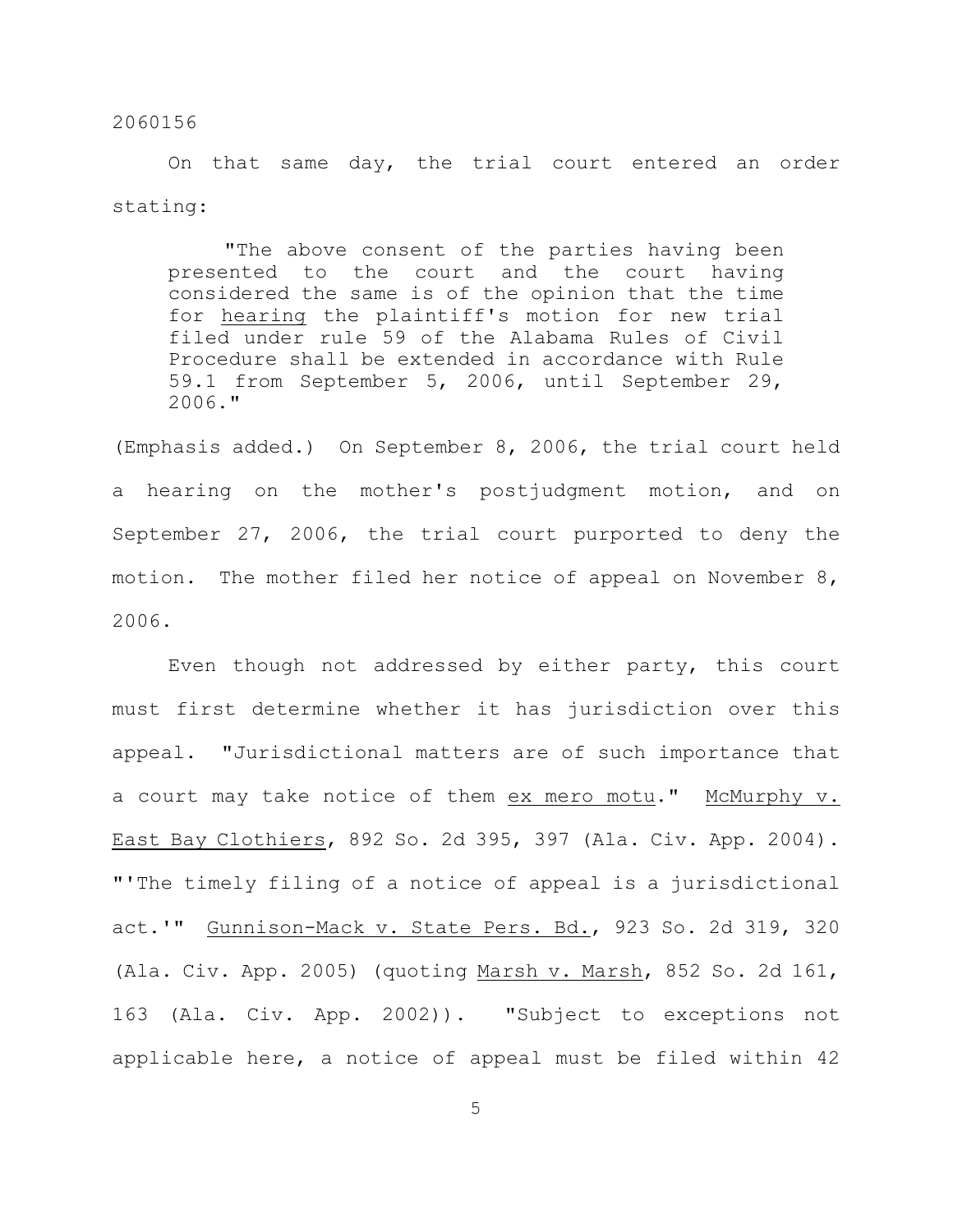On that same day, the trial court entered an order stating:

> "The above consent of the parties having been presented to the court and the court having considered the same is of the opinion that the time for _hearing_ the plaintiff's motion for new trial filed under rule 59 of the Alabama Rules of Civil Procedure shall be extended in accordance with Rule 59.1 from September 5, 2006, until September 29, 2006."

(Emphasis added.) On September 8, 2006, the trial court held a hearing on the mother's postjudgment motion, and on September 27, 2006, the trial court purported to deny the motion. The mother filed her notice of appeal on November 8, 2006.

Even though not addressed by either party, this court must first determine whether it has jurisdiction over this appeal. "Jurisdictional matters are of such importance that a court may take notice of them _ex mero motu_." _McMurphy v. East Bay Clothiers_, 892 So. 2d 395, 397 (Ala. Civ. App. 2004). "'The timely filing of a notice of appeal is a jurisdictional act.'" _Gunnison-Mack v. State Pers. Bd._, 923 So. 2d 319, 320 (Ala. Civ. App. 2005) (quoting _Marsh v. Marsh_, 852 So. 2d 161, 163 (Ala. Civ. App. 2002)). "Subject to exceptions not applicable here, a notice of appeal must be filed within 42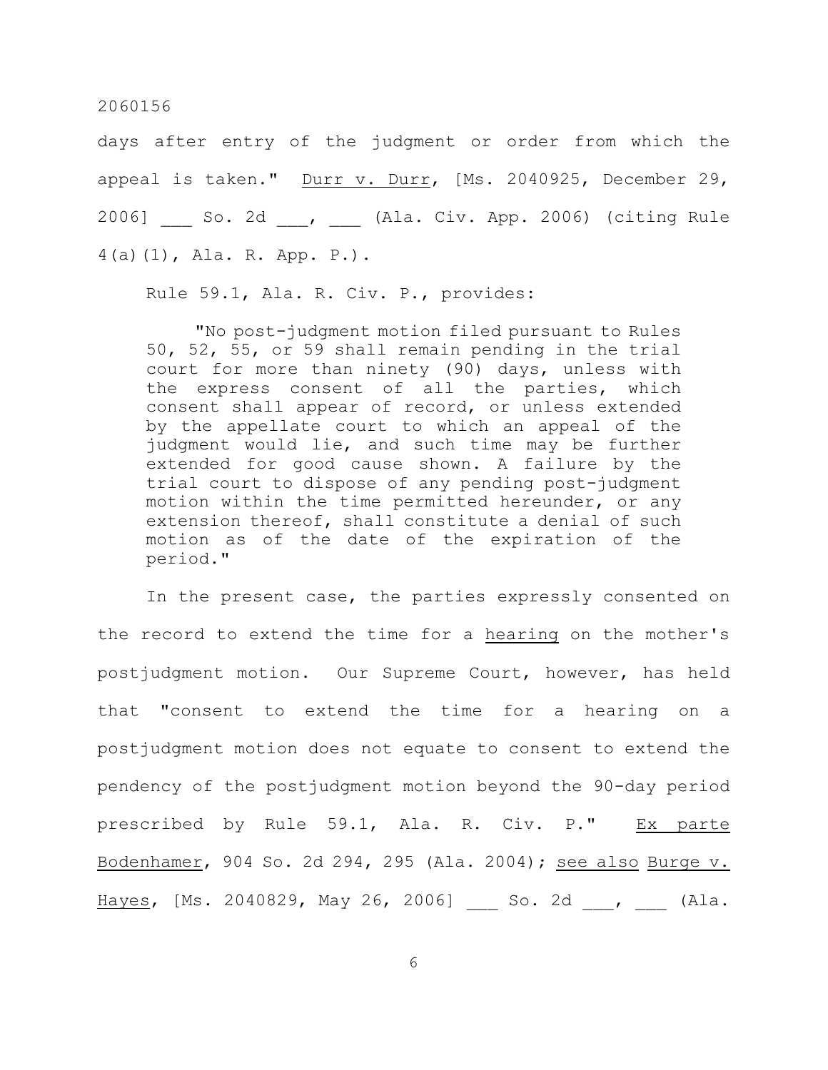days after entry of the judgment or order from which the appeal is taken." Durr v. Durr, [Ms. 2040925, December 29, 2006] ___ So. 2d ___, ___ (Ala. Civ. App. 2006) (citing Rule 4(a)(1), Ala. R. App. P.).

Rule 59.1, Ala. R. Civ. P., provides:

> "No post-judgment motion filed pursuant to Rules 50, 52, 55, or 59 shall remain pending in the trial court for more than ninety (90) days, unless with the express consent of all the parties, which consent shall appear of record, or unless extended by the appellate court to which an appeal of the judgment would lie, and such time may be further extended for good cause shown. A failure by the trial court to dispose of any pending post-judgment motion within the time permitted hereunder, or any extension thereof, shall constitute a denial of such motion as of the date of the expiration of the period."

In the present case, the parties expressly consented on the record to extend the time for a hearing on the mother's postjudgment motion. Our Supreme Court, however, has held that "consent to extend the time for a hearing on a postjudgment motion does not equate to consent to extend the pendency of the postjudgment motion beyond the 90-day period prescribed by Rule 59.1, Ala. R. Civ. P." Ex parte Bodenhamer, 904 So. 2d 294, 295 (Ala. 2004); see also Burge v. Hayes, [Ms. 2040829, May 26, 2006] ___ So. 2d ___, ___ (Ala.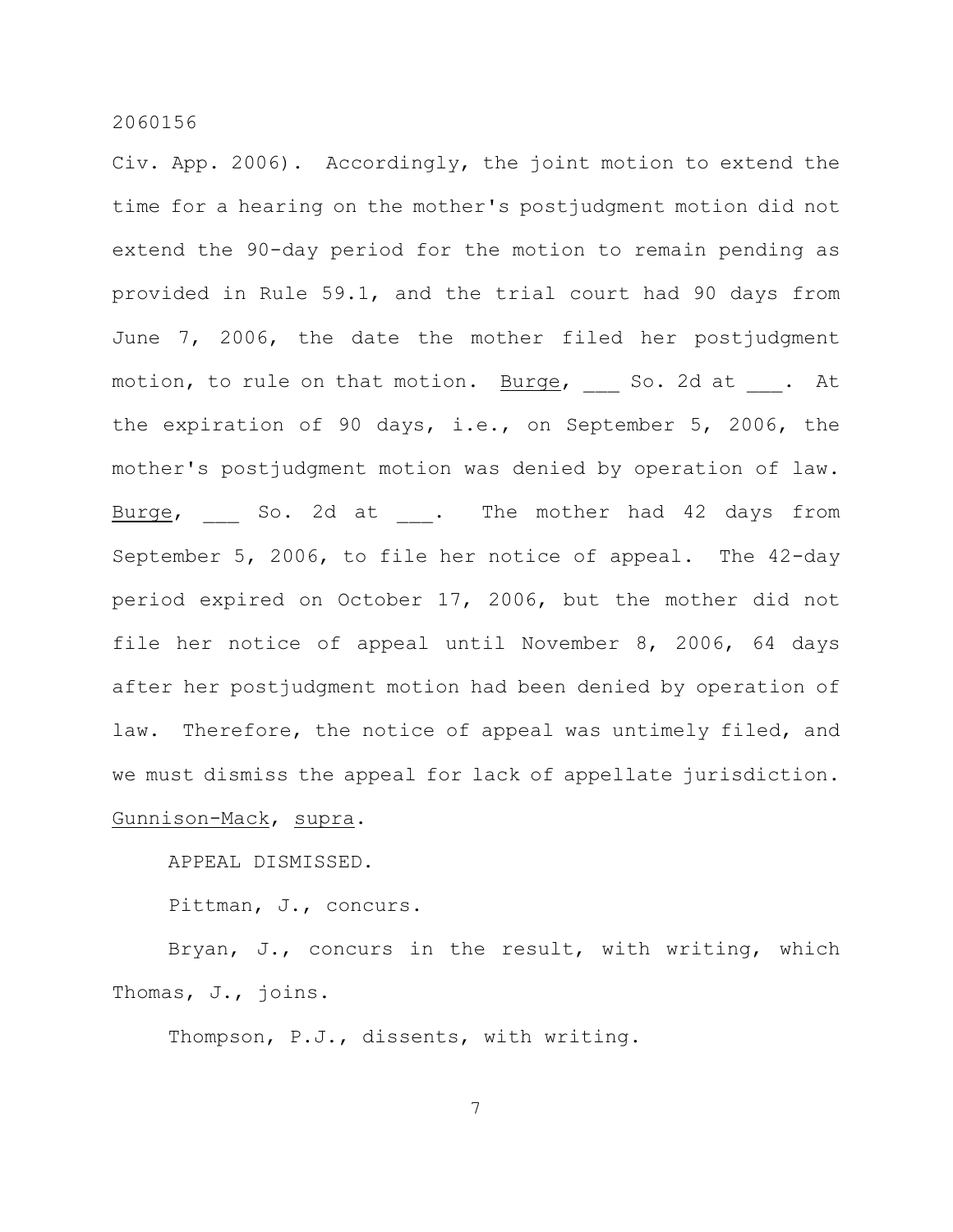Civ. App. 2006). Accordingly, the joint motion to extend the time for a hearing on the mother's postjudgment motion did not extend the 90-day period for the motion to remain pending as provided in Rule 59.1, and the trial court had 90 days from June 7, 2006, the date the mother filed her postjudgment motion, to rule on that motion. Burge, ___ So. 2d at ___. At the expiration of 90 days, i.e., on September 5, 2006, the mother's postjudgment motion was denied by operation of law. Burge, ___ So. 2d at ___. The mother had 42 days from September 5, 2006, to file her notice of appeal. The 42-day period expired on October 17, 2006, but the mother did not file her notice of appeal until November 8, 2006, 64 days after her postjudgment motion had been denied by operation of law. Therefore, the notice of appeal was untimely filed, and we must dismiss the appeal for lack of appellate jurisdiction. Gunnison-Mack, supra.

APPEAL DISMISSED.

Pittman, J., concurs.

Bryan, J., concurs in the result, with writing, which Thomas, J., joins.

Thompson, P.J., dissents, with writing.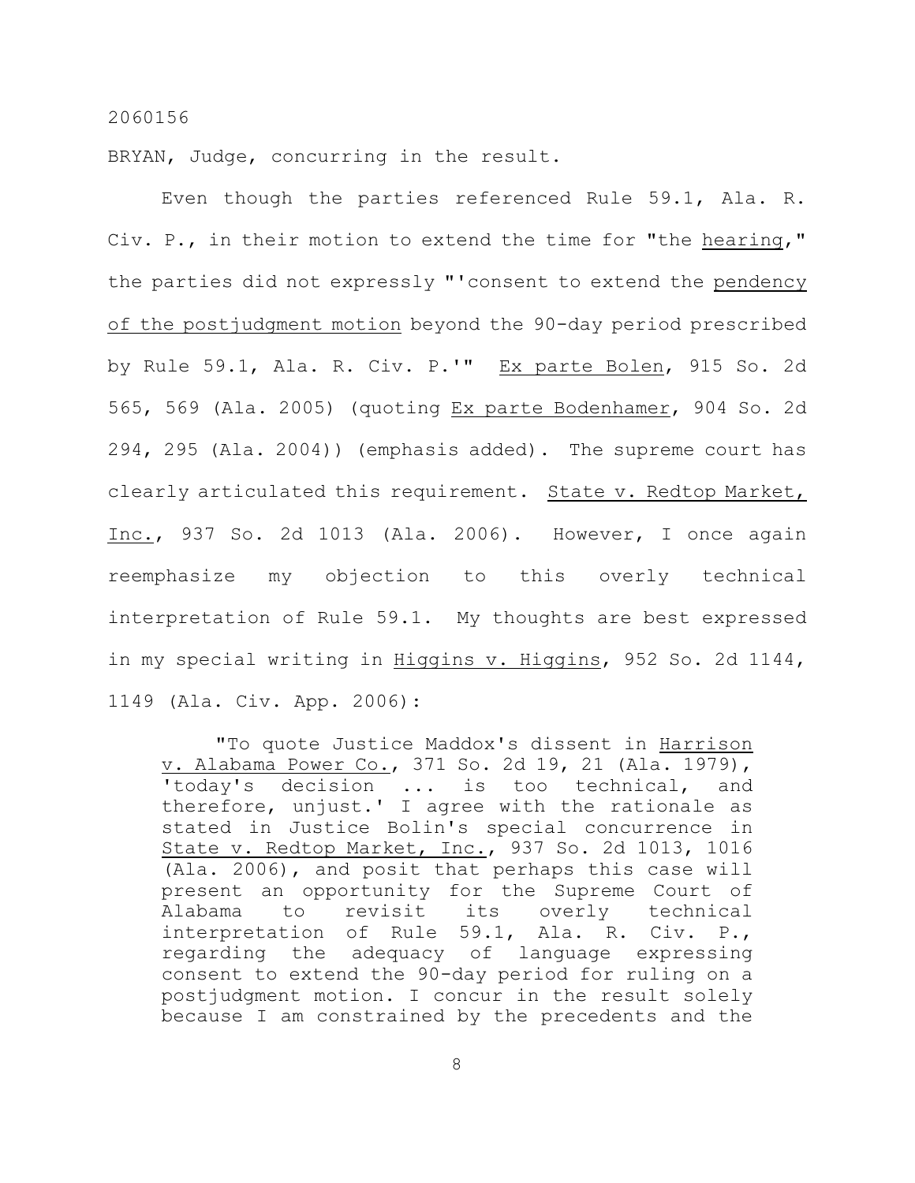2060156

BRYAN, Judge, concurring in the result.

Even though the parties referenced Rule 59.1, Ala. R. Civ. P., in their motion to extend the time for "the <u>hearing</u>," the parties did not expressly "'consent to extend the <u>pendency of the postjudgment motion</u> beyond the 90-day period prescribed by Rule 59.1, Ala. R. Civ. P.'" <u>Ex parte Bolen</u>, 915 So. 2d 565, 569 (Ala. 2005) (quoting <u>Ex parte Bodenhamer</u>, 904 So. 2d 294, 295 (Ala. 2004)) (emphasis added). The supreme court has clearly articulated this requirement. <u>State v. Redtop Market, Inc.</u>, 937 So. 2d 1013 (Ala. 2006). However, I once again reemphasize my objection to this overly technical interpretation of Rule 59.1. My thoughts are best expressed in my special writing in <u>Higgins v. Higgins</u>, 952 So. 2d 1144, 1149 (Ala. Civ. App. 2006):

> "To quote Justice Maddox's dissent in <u>Harrison v. Alabama Power Co.</u>, 371 So. 2d 19, 21 (Ala. 1979), 'today's decision ... is too technical, and therefore, unjust.' I agree with the rationale as stated in Justice Bolin's special concurrence in <u>State v. Redtop Market, Inc.</u>, 937 So. 2d 1013, 1016 (Ala. 2006), and posit that perhaps this case will present an opportunity for the Supreme Court of Alabama to revisit its overly technical interpretation of Rule 59.1, Ala. R. Civ. P., regarding the adequacy of language expressing consent to extend the 90-day period for ruling on a postjudgment motion. I concur in the result solely because I am constrained by the precedents and the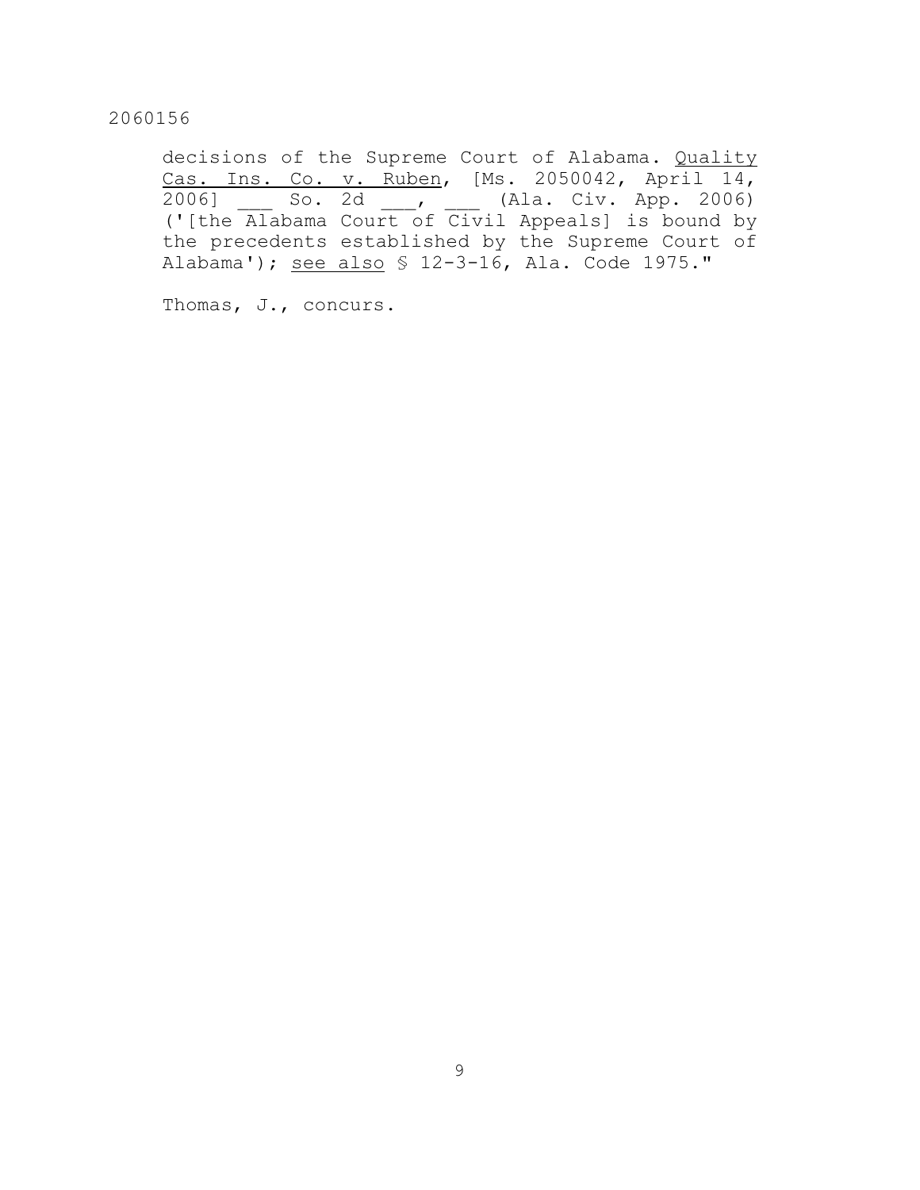decisions of the Supreme Court of Alabama. Quality Cas. Ins. Co. v. Ruben, [Ms. 2050042, April 14, 2006] ___ So. 2d ___, ___ (Ala. Civ. App. 2006) ('[the Alabama Court of Civil Appeals] is bound by the precedents established by the Supreme Court of Alabama'); see also § 12-3-16, Ala. Code 1975."

Thomas, J., concurs.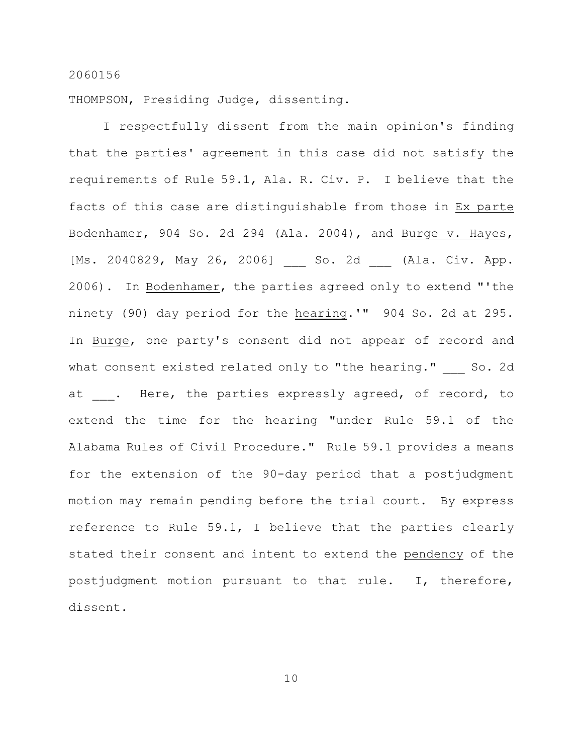2060156

THOMPSON, Presiding Judge, dissenting.

I respectfully dissent from the main opinion's finding that the parties' agreement in this case did not satisfy the requirements of Rule 59.1, Ala. R. Civ. P. I believe that the facts of this case are distinguishable from those in _Ex parte Bodenhamer_, 904 So. 2d 294 (Ala. 2004), and _Burge v. Hayes_, [Ms. 2040829, May 26, 2006] ___ So. 2d ___ (Ala. Civ. App. 2006). In _Bodenhamer_, the parties agreed only to extend "'the ninety (90) day period for the _hearing_.'" 904 So. 2d at 295. In _Burge_, one party's consent did not appear of record and what consent existed related only to "the hearing." ___ So. 2d at ___. Here, the parties expressly agreed, of record, to extend the time for the hearing "under Rule 59.1 of the Alabama Rules of Civil Procedure." Rule 59.1 provides a means for the extension of the 90-day period that a postjudgment motion may remain pending before the trial court. By express reference to Rule 59.1, I believe that the parties clearly stated their consent and intent to extend the _pendency_ of the postjudgment motion pursuant to that rule. I, therefore, dissent.